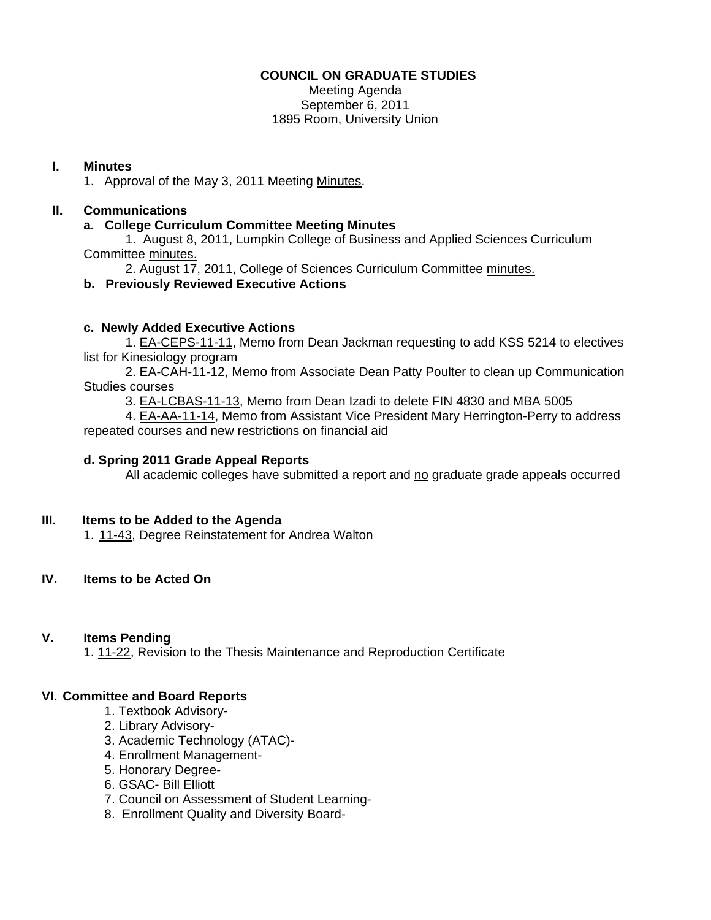**COUNCIL ON GRADUATE STUDIES**

Meeting Agenda
September 6, 2011
1895 Room, University Union

**I. Minutes**

1. Approval of the May 3, 2011 Meeting Minutes.

**II. Communications**

**a. College Curriculum Committee Meeting Minutes**

1. August 8, 2011, Lumpkin College of Business and Applied Sciences Curriculum Committee minutes.
2. August 17, 2011, College of Sciences Curriculum Committee minutes.

**b. Previously Reviewed Executive Actions**

**c. Newly Added Executive Actions**

1. EA-CEPS-11-11, Memo from Dean Jackman requesting to add KSS 5214 to electives list for Kinesiology program
2. EA-CAH-11-12, Memo from Associate Dean Patty Poulter to clean up Communication Studies courses
3. EA-LCBAS-11-13, Memo from Dean Izadi to delete FIN 4830 and MBA 5005
4. EA-AA-11-14, Memo from Assistant Vice President Mary Herrington-Perry to address repeated courses and new restrictions on financial aid

**d. Spring 2011 Grade Appeal Reports**

All academic colleges have submitted a report and no graduate grade appeals occurred

**III. Items to be Added to the Agenda**

1. 11-43, Degree Reinstatement for Andrea Walton

**IV. Items to be Acted On**

**V. Items Pending**

1. 11-22, Revision to the Thesis Maintenance and Reproduction Certificate

**VI. Committee and Board Reports**

1. Textbook Advisory-
2. Library Advisory-
3. Academic Technology (ATAC)-
4. Enrollment Management-
5. Honorary Degree-
6. GSAC- Bill Elliott
7. Council on Assessment of Student Learning-
8. Enrollment Quality and Diversity Board-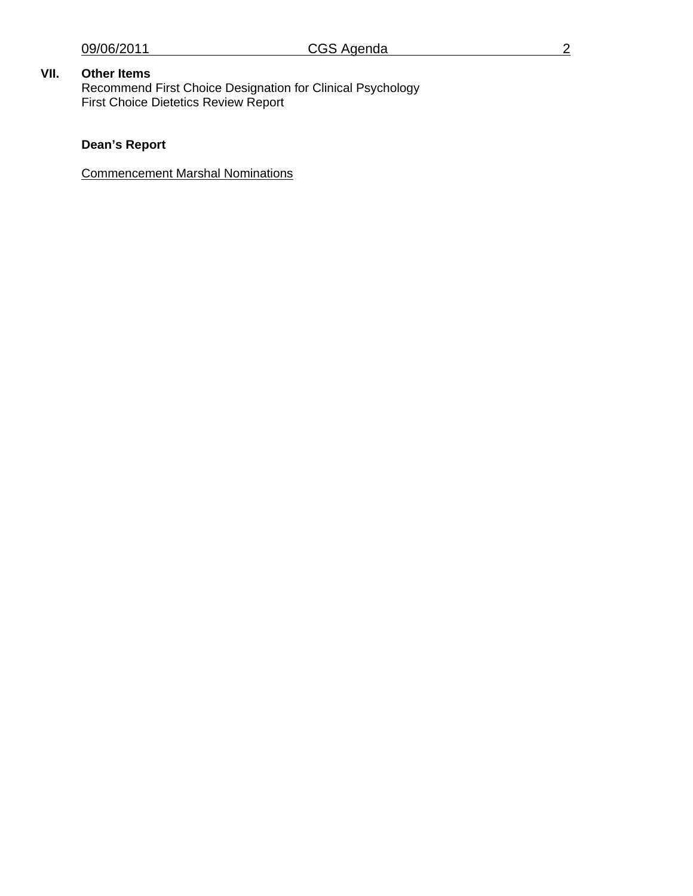**VII. Other Items**

Recommend First Choice Designation for Clinical Psychology
First Choice Dietetics Review Report

**Dean's Report**

Commencement Marshal Nominations